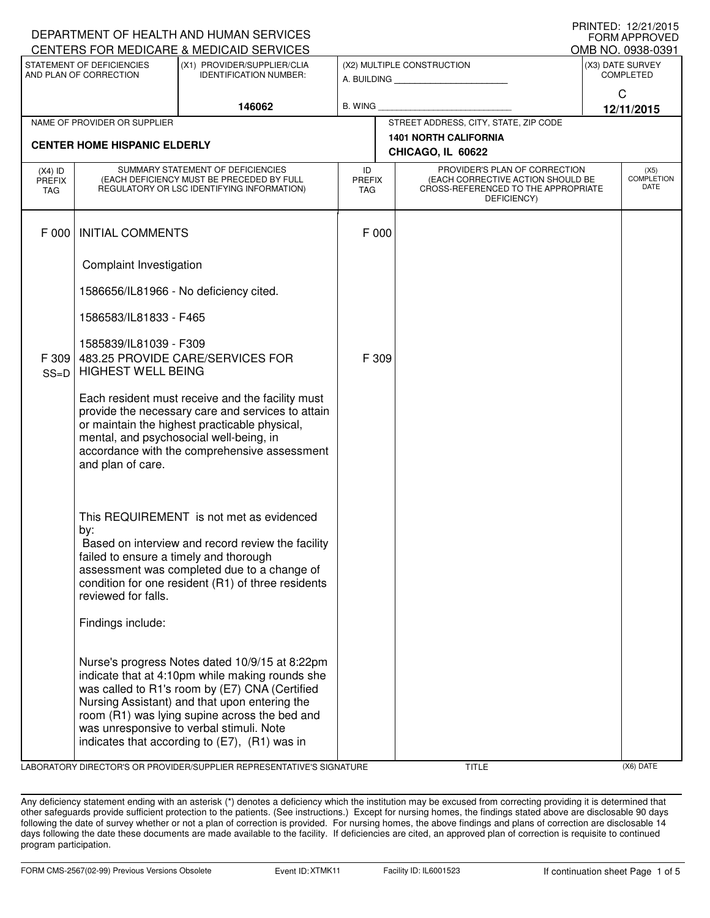DEPARTMENT OF HEALTH AND HUMAN SERVICES
CENTERS FOR MEDICARE & MEDICAID SERVICES

PRINTED: 12/21/2015
FORM APPROVED
OMB NO. 0938-0391

| STATEMENT OF DEFICIENCIES AND PLAN OF CORRECTION | (X1) PROVIDER/SUPPLIER/CLIA IDENTIFICATION NUMBER: | (X2) MULTIPLE CONSTRUCTION | (X3) DATE SURVEY COMPLETED |
|---|---|---|---|
| | 146062 | A. BUILDING ______ B. WING ______ | C 12/11/2015 |

| NAME OF PROVIDER OR SUPPLIER | STREET ADDRESS, CITY, STATE, ZIP CODE |
|---|---|
| CENTER HOME HISPANIC ELDERLY | 1401 NORTH CALIFORNIA CHICAGO, IL 60622 |

| (X4) ID PREFIX TAG | SUMMARY STATEMENT OF DEFICIENCIES (EACH DEFICIENCY MUST BE PRECEDED BY FULL REGULATORY OR LSC IDENTIFYING INFORMATION) | ID PREFIX TAG | PROVIDER'S PLAN OF CORRECTION (EACH CORRECTIVE ACTION SHOULD BE CROSS-REFERENCED TO THE APPROPRIATE DEFICIENCY) | (X5) COMPLETION DATE |
|---|---|---|---|---|
| F 000 | INITIAL COMMENTS<br><br>Complaint Investigation<br><br>1586656/IL81966 - No deficiency cited.<br><br>1586583/IL81833 - F465<br><br>1585839/IL81039 - F309 | F 000 | | |
| F 309 SS=D | 483.25 PROVIDE CARE/SERVICES FOR HIGHEST WELL BEING<br><br>Each resident must receive and the facility must provide the necessary care and services to attain or maintain the highest practicable physical, mental, and psychosocial well-being, in accordance with the comprehensive assessment and plan of care.<br><br>This REQUIREMENT is not met as evidenced by:<br>Based on interview and record review the facility failed to ensure a timely and thorough assessment was completed due to a change of condition for one resident (R1) of three residents reviewed for falls.<br><br>Findings include:<br><br>Nurse's progress Notes dated 10/9/15 at 8:22pm indicate that at 4:10pm while making rounds she was called to R1's room by (E7) CNA (Certified Nursing Assistant) and that upon entering the room (R1) was lying supine across the bed and was unresponsive to verbal stimuli. Note indicates that according to (E7), (R1) was in | F 309 | | |

LABORATORY DIRECTOR'S OR PROVIDER/SUPPLIER REPRESENTATIVE'S SIGNATURE | TITLE | (X6) DATE

Any deficiency statement ending with an asterisk (*) denotes a deficiency which the institution may be excused from correcting providing it is determined that other safeguards provide sufficient protection to the patients. (See instructions.) Except for nursing homes, the findings stated above are disclosable 90 days following the date of survey whether or not a plan of correction is provided. For nursing homes, the above findings and plans of correction are disclosable 14 days following the date these documents are made available to the facility. If deficiencies are cited, an approved plan of correction is requisite to continued program participation.

FORM CMS-2567(02-99) Previous Versions Obsolete | Event ID: XTMK11 | Facility ID: IL6001523 | If continuation sheet Page 1 of 5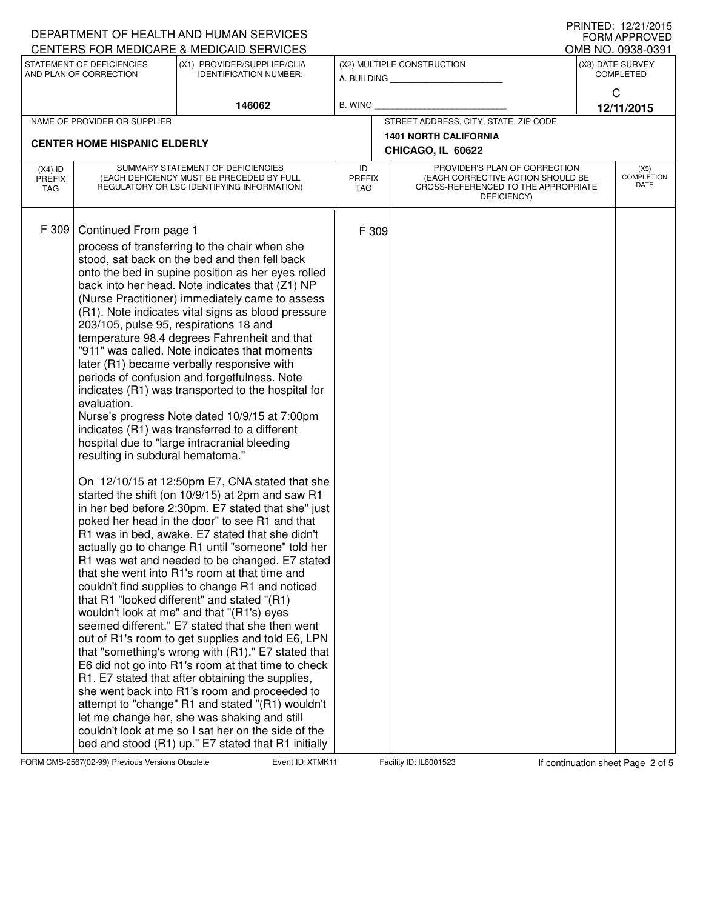DEPARTMENT OF HEALTH AND HUMAN SERVICES
CENTERS FOR MEDICARE & MEDICAID SERVICES

PRINTED: 12/21/2015
FORM APPROVED
OMB NO. 0938-0391

| STATEMENT OF DEFICIENCIES AND PLAN OF CORRECTION | (X1) PROVIDER/SUPPLIER/CLIA IDENTIFICATION NUMBER: | (X2) MULTIPLE CONSTRUCTION | (X3) DATE SURVEY COMPLETED |
|---|---|---|---|
| | 146062 | A. BUILDING ______ B. WING ______ | C 12/11/2015 |

| NAME OF PROVIDER OR SUPPLIER | STREET ADDRESS, CITY, STATE, ZIP CODE |
|---|---|
| CENTER HOME HISPANIC ELDERLY | 1401 NORTH CALIFORNIA CHICAGO, IL 60622 |

| (X4) ID PREFIX TAG | SUMMARY STATEMENT OF DEFICIENCIES (EACH DEFICIENCY MUST BE PRECEDED BY FULL REGULATORY OR LSC IDENTIFYING INFORMATION) | ID PREFIX TAG | PROVIDER'S PLAN OF CORRECTION (EACH CORRECTIVE ACTION SHOULD BE CROSS-REFERENCED TO THE APPROPRIATE DEFICIENCY) | (X5) COMPLETION DATE |
|---|---|---|---|---|
| F 309 | Continued From page 1 | F 309 | | |

process of transferring to the chair when she stood, sat back on the bed and then fell back onto the bed in supine position as her eyes rolled back into her head. Note indicates that (Z1) NP (Nurse Practitioner) immediately came to assess (R1). Note indicates vital signs as blood pressure 203/105, pulse 95, respirations 18 and temperature 98.4 degrees Fahrenheit and that "911" was called. Note indicates that moments later (R1) became verbally responsive with periods of confusion and forgetfulness. Note indicates (R1) was transported to the hospital for evaluation.
Nurse's progress Note dated 10/9/15 at 7:00pm indicates (R1) was transferred to a different hospital due to "large intracranial bleeding resulting in subdural hematoma."

On 12/10/15 at 12:50pm E7, CNA stated that she started the shift (on 10/9/15) at 2pm and saw R1 in her bed before 2:30pm. E7 stated that she" just poked her head in the door" to see R1 and that R1 was in bed, awake. E7 stated that she didn't actually go to change R1 until "someone" told her R1 was wet and needed to be changed. E7 stated that she went into R1's room at that time and couldn't find supplies to change R1 and noticed that R1 "looked different" and stated "(R1) wouldn't look at me" and that "(R1's) eyes seemed different." E7 stated that she then went out of R1's room to get supplies and told E6, LPN that "something's wrong with (R1)." E7 stated that E6 did not go into R1's room at that time to check R1. E7 stated that after obtaining the supplies, she went back into R1's room and proceeded to attempt to "change" R1 and stated "(R1) wouldn't let me change her, she was shaking and still couldn't look at me so I sat her on the side of the bed and stood (R1) up." E7 stated that R1 initially

FORM CMS-2567(02-99) Previous Versions Obsolete | Event ID: XTMK11 | Facility ID: IL6001523 | If continuation sheet Page 2 of 5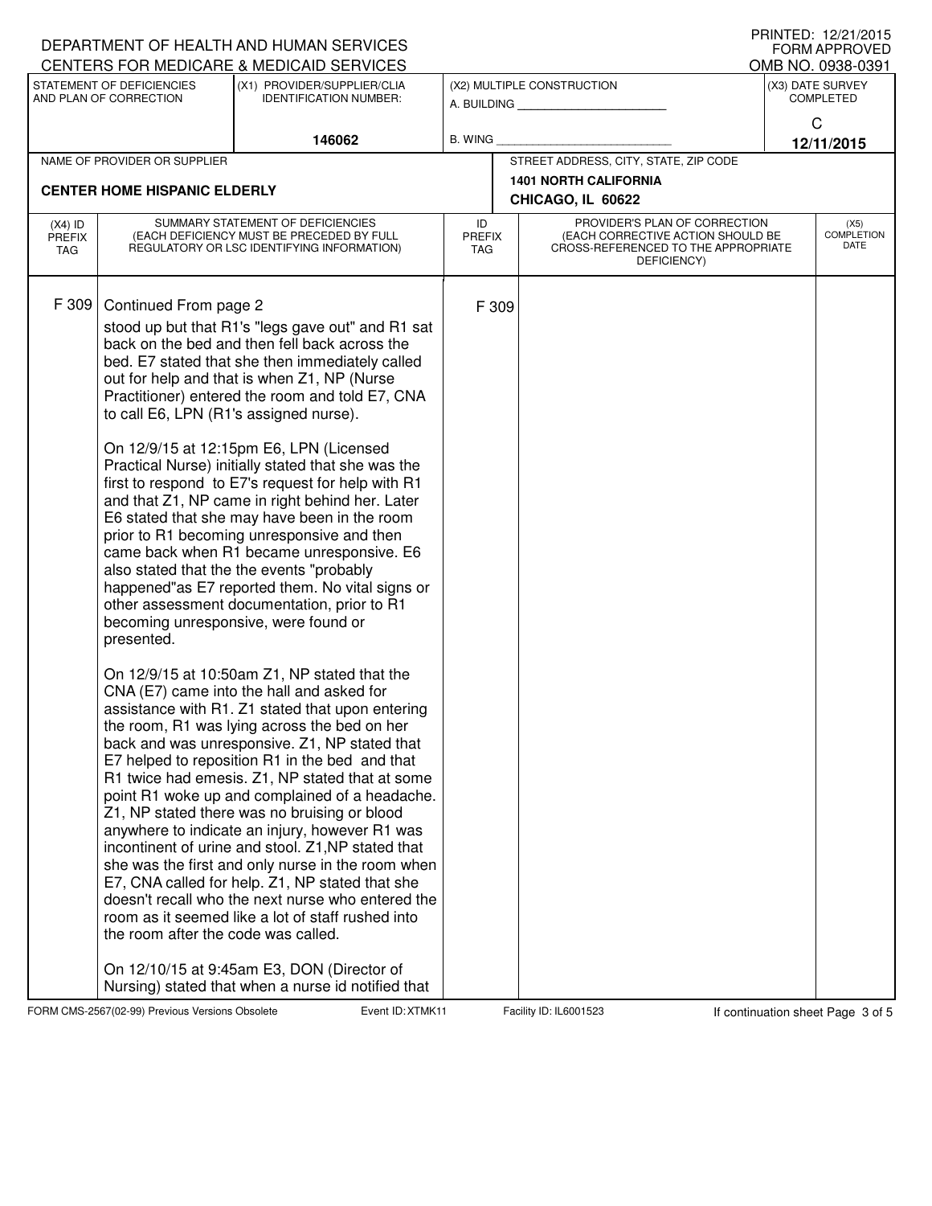DEPARTMENT OF HEALTH AND HUMAN SERVICES
CENTERS FOR MEDICARE & MEDICAID SERVICES

PRINTED: 12/21/2015
FORM APPROVED
OMB NO. 0938-0391

| STATEMENT OF DEFICIENCIES AND PLAN OF CORRECTION | (X1) PROVIDER/SUPPLIER/CLIA IDENTIFICATION NUMBER: | (X2) MULTIPLE CONSTRUCTION | (X3) DATE SURVEY COMPLETED |
|---|---|---|---|
| | 146062 | A. BUILDING ______ B. WING ______ | C 12/11/2015 |

| NAME OF PROVIDER OR SUPPLIER | STREET ADDRESS, CITY, STATE, ZIP CODE |
|---|---|
| CENTER HOME HISPANIC ELDERLY | 1401 NORTH CALIFORNIA CHICAGO, IL 60622 |

| (X4) ID PREFIX TAG | SUMMARY STATEMENT OF DEFICIENCIES (EACH DEFICIENCY MUST BE PRECEDED BY FULL REGULATORY OR LSC IDENTIFYING INFORMATION) | ID PREFIX TAG | PROVIDER'S PLAN OF CORRECTION (EACH CORRECTIVE ACTION SHOULD BE CROSS-REFERENCED TO THE APPROPRIATE DEFICIENCY) | (X5) COMPLETION DATE |
|---|---|---|---|---|
| F 309 | Continued From page 2 | F 309 | | |

stood up but that R1's "legs gave out" and R1 sat back on the bed and then fell back across the bed. E7 stated that she then immediately called out for help and that is when Z1, NP (Nurse Practitioner) entered the room and told E7, CNA to call E6, LPN (R1's assigned nurse).

On 12/9/15 at 12:15pm E6, LPN (Licensed Practical Nurse) initially stated that she was the first to respond to E7's request for help with R1 and that Z1, NP came in right behind her. Later E6 stated that she may have been in the room prior to R1 becoming unresponsive and then came back when R1 became unresponsive. E6 also stated that the the events "probably happened"as E7 reported them. No vital signs or other assessment documentation, prior to R1 becoming unresponsive, were found or presented.

On 12/9/15 at 10:50am Z1, NP stated that the CNA (E7) came into the hall and asked for assistance with R1. Z1 stated that upon entering the room, R1 was lying across the bed on her back and was unresponsive. Z1, NP stated that E7 helped to reposition R1 in the bed and that R1 twice had emesis. Z1, NP stated that at some point R1 woke up and complained of a headache. Z1, NP stated there was no bruising or blood anywhere to indicate an injury, however R1 was incontinent of urine and stool. Z1,NP stated that she was the first and only nurse in the room when E7, CNA called for help. Z1, NP stated that she doesn't recall who the next nurse who entered the room as it seemed like a lot of staff rushed into the room after the code was called.

On 12/10/15 at 9:45am E3, DON (Director of Nursing) stated that when a nurse id notified that

FORM CMS-2567(02-99) Previous Versions Obsolete    Event ID: XTMK11    Facility ID: IL6001523    If continuation sheet Page 3 of 5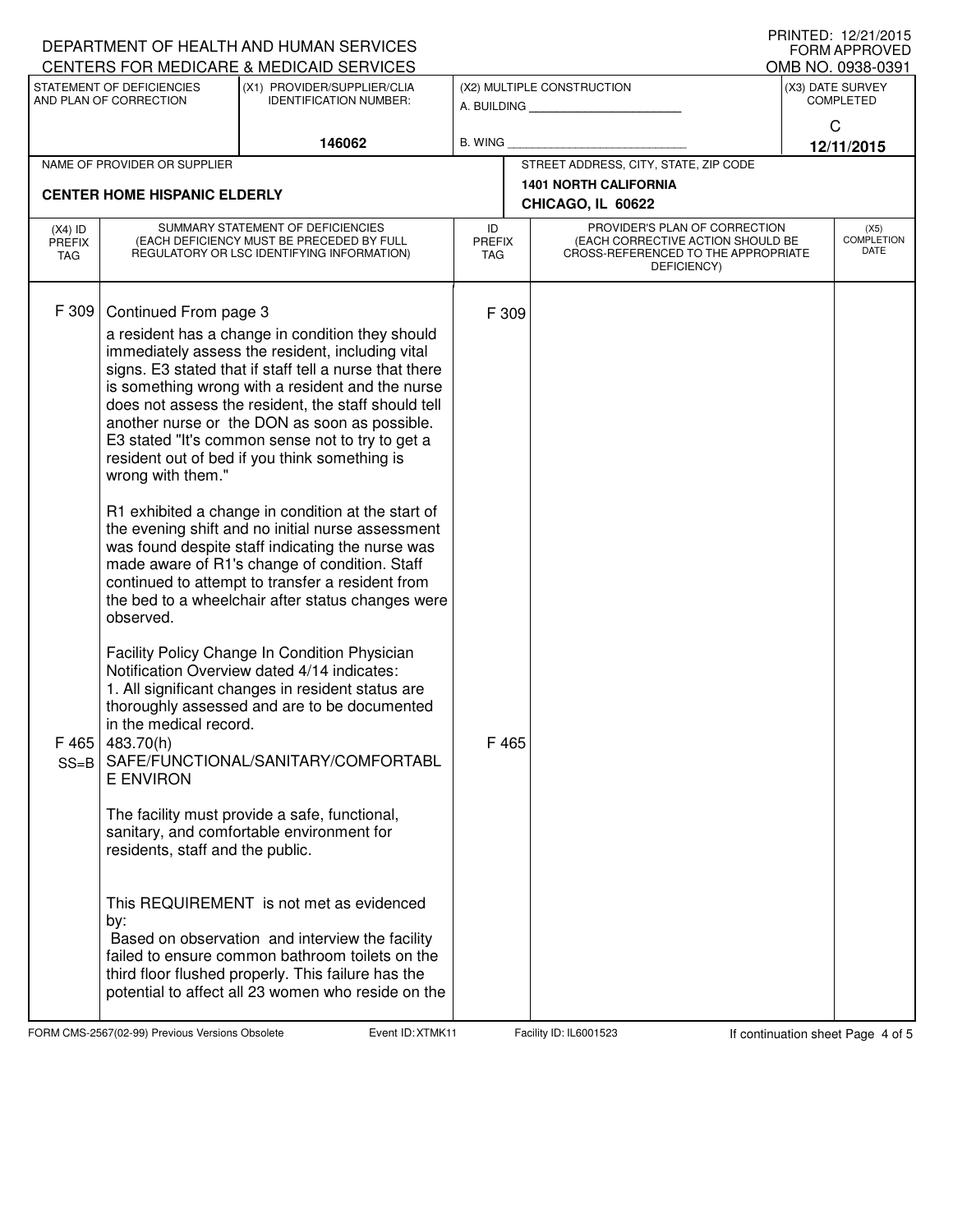DEPARTMENT OF HEALTH AND HUMAN SERVICES
CENTERS FOR MEDICARE & MEDICAID SERVICES

PRINTED: 12/21/2015
FORM APPROVED
OMB NO. 0938-0391

| STATEMENT OF DEFICIENCIES AND PLAN OF CORRECTION | (X1) PROVIDER/SUPPLIER/CLIA IDENTIFICATION NUMBER: | (X2) MULTIPLE CONSTRUCTION | (X3) DATE SURVEY COMPLETED |
|---|---|---|---|
| | 146062 | A. BUILDING ______ B. WING ______ | C 12/11/2015 |

| NAME OF PROVIDER OR SUPPLIER | STREET ADDRESS, CITY, STATE, ZIP CODE |
|---|---|
| CENTER HOME HISPANIC ELDERLY | 1401 NORTH CALIFORNIA CHICAGO, IL 60622 |

| (X4) ID PREFIX TAG | SUMMARY STATEMENT OF DEFICIENCIES (EACH DEFICIENCY MUST BE PRECEDED BY FULL REGULATORY OR LSC IDENTIFYING INFORMATION) | ID PREFIX TAG | PROVIDER'S PLAN OF CORRECTION (EACH CORRECTIVE ACTION SHOULD BE CROSS-REFERENCED TO THE APPROPRIATE DEFICIENCY) | (X5) COMPLETION DATE |
|---|---|---|---|---|
| F 309 | Continued From page 3<br>a resident has a change in condition they should immediately assess the resident, including vital signs. E3 stated that if staff tell a nurse that there is something wrong with a resident and the nurse does not assess the resident, the staff should tell another nurse or the DON as soon as possible. E3 stated "It's common sense not to try to get a resident out of bed if you think something is wrong with them."<br><br>R1 exhibited a change in condition at the start of the evening shift and no initial nurse assessment was found despite staff indicating the nurse was made aware of R1's change of condition. Staff continued to attempt to transfer a resident from the bed to a wheelchair after status changes were observed.<br><br>Facility Policy Change In Condition Physician Notification Overview dated 4/14 indicates:<br>1. All significant changes in resident status are thoroughly assessed and are to be documented in the medical record. | F 309 | | |
| F 465 SS=B | 483.70(h) SAFE/FUNCTIONAL/SANITARY/COMFORTABLE ENVIRON<br><br>The facility must provide a safe, functional, sanitary, and comfortable environment for residents, staff and the public.<br><br>This REQUIREMENT is not met as evidenced by:<br>Based on observation and interview the facility failed to ensure common bathroom toilets on the third floor flushed properly. This failure has the potential to affect all 23 women who reside on the | F 465 | | |

FORM CMS-2567(02-99) Previous Versions Obsolete Event ID: XTMK11 Facility ID: IL6001523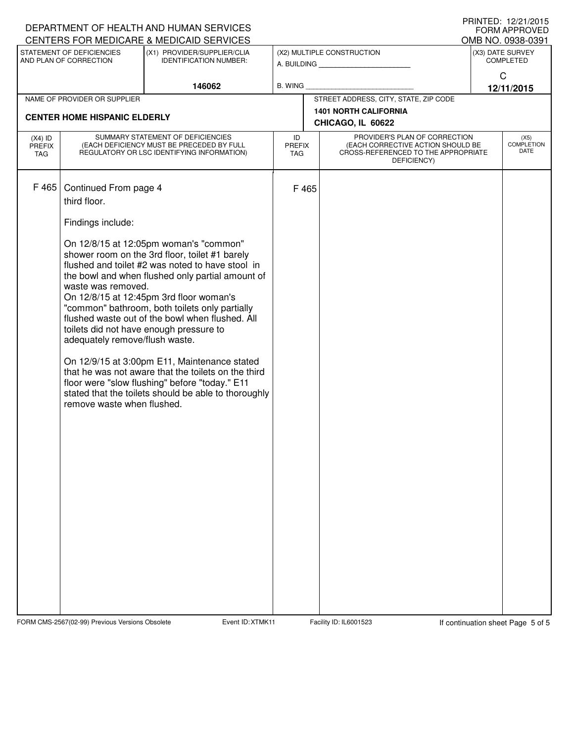DEPARTMENT OF HEALTH AND HUMAN SERVICES
CENTERS FOR MEDICARE & MEDICAID SERVICES

PRINTED: 12/21/2015
FORM APPROVED
OMB NO. 0938-0391

| STATEMENT OF DEFICIENCIES AND PLAN OF CORRECTION | (X1) PROVIDER/SUPPLIER/CLIA IDENTIFICATION NUMBER: | (X2) MULTIPLE CONSTRUCTION | (X3) DATE SURVEY COMPLETED |
|---|---|---|---|
| | 146062 | A. BUILDING ______ B. WING ______ | C 12/11/2015 |

| NAME OF PROVIDER OR SUPPLIER | STREET ADDRESS, CITY, STATE, ZIP CODE |
|---|---|
| CENTER HOME HISPANIC ELDERLY | 1401 NORTH CALIFORNIA CHICAGO, IL 60622 |

| (X4) ID PREFIX TAG | SUMMARY STATEMENT OF DEFICIENCIES (EACH DEFICIENCY MUST BE PRECEDED BY FULL REGULATORY OR LSC IDENTIFYING INFORMATION) | ID PREFIX TAG | PROVIDER'S PLAN OF CORRECTION (EACH CORRECTIVE ACTION SHOULD BE CROSS-REFERENCED TO THE APPROPRIATE DEFICIENCY) | (X5) COMPLETION DATE |
|---|---|---|---|---|
| F 465 | Continued From page 4<br>third floor.<br><br>Findings include:<br><br>On 12/8/15 at 12:05pm woman's "common" shower room on the 3rd floor, toilet #1 barely flushed and toilet #2 was noted to have stool in the bowl and when flushed only partial amount of waste was removed.<br>On 12/8/15 at 12:45pm 3rd floor woman's "common" bathroom, both toilets only partially flushed waste out of the bowl when flushed. All toilets did not have enough pressure to adequately remove/flush waste.<br><br>On 12/9/15 at 3:00pm E11, Maintenance stated that he was not aware that the toilets on the third floor were "slow flushing" before "today." E11 stated that the toilets should be able to thoroughly remove waste when flushed. | F 465 | | |

FORM CMS-2567(02-99) Previous Versions Obsolete Event ID: XTMK11 Facility ID: IL6001523